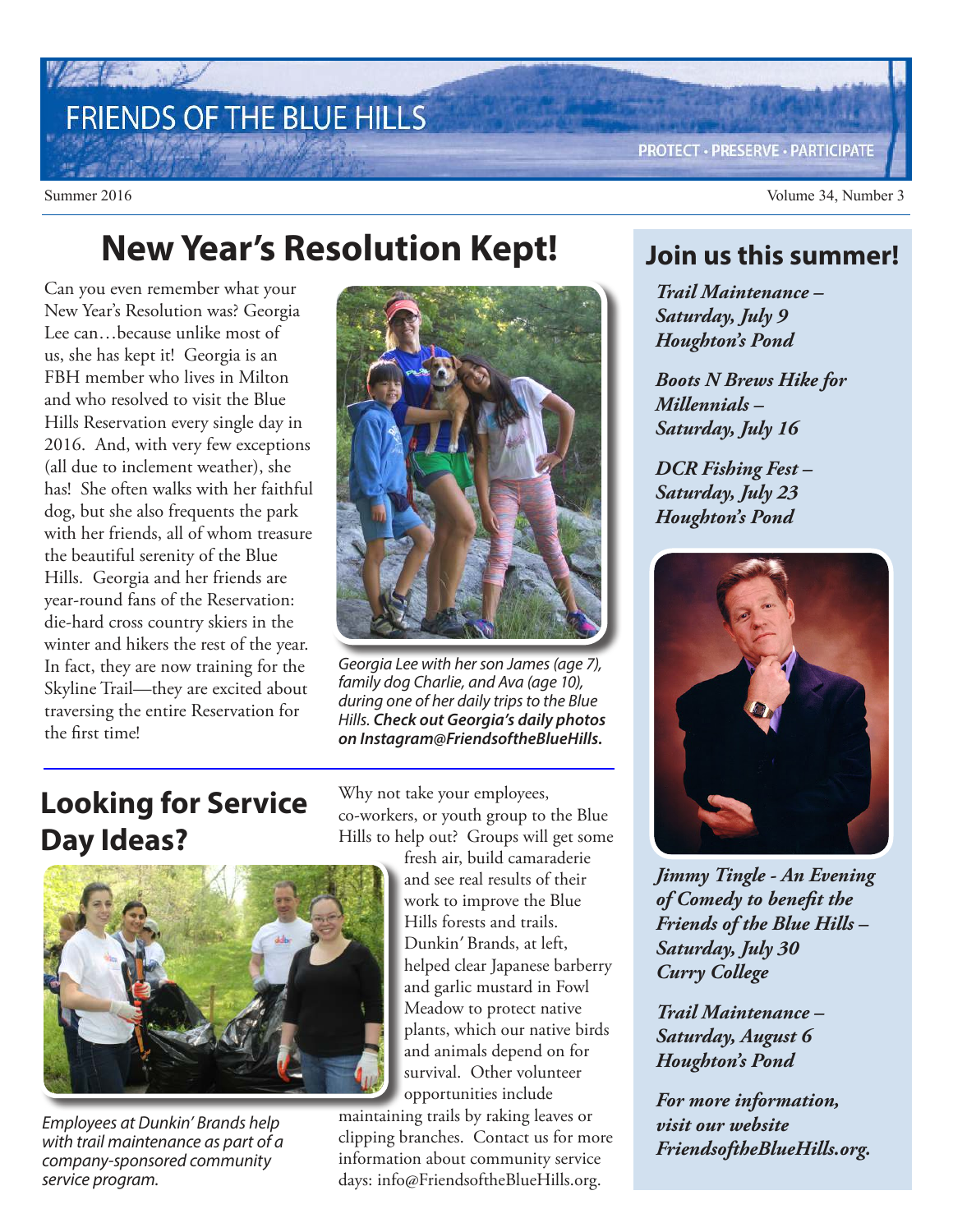# FRIENDS OF THE BLUE HILLS

PROTECT • PRESERVE • PARTICIPATE

Summer 2016

Volume 34, Number 3

## New Year's Resolution Kept!

Can you even remember what your New Year's Resolution was? Georgia Lee can…because unlike most of us, she has kept it! Georgia is an FBH member who lives in Milton and who resolved to visit the Blue Hills Reservation every single day in 2016. And, with very few exceptions (all due to inclement weather), she has! She often walks with her faithful dog, but she also frequents the park with her friends, all of whom treasure the beautiful serenity of the Blue Hills. Georgia and her friends are year-round fans of the Reservation: die-hard cross country skiers in the winter and hikers the rest of the year. In fact, they are now training for the Skyline Trail—they are excited about traversing the entire Reservation for the first time!

*Georgia Lee with her son James (age 7), family dog Charlie, and Ava (age 10), during one of her daily trips to the Blue Hills.* ***Check out Georgia's daily photos on Instagram@FriendsoftheBlueHills.***

## Looking for Service Day Ideas?

Why not take your employees, co-workers, or youth group to the Blue Hills to help out? Groups will get some fresh air, build camaraderie and see real results of their work to improve the Blue Hills forests and trails. Dunkin' Brands, at left, helped clear Japanese barberry and garlic mustard in Fowl Meadow to protect native plants, which our native birds and animals depend on for survival. Other volunteer opportunities include maintaining trails by raking leaves or clipping branches. Contact us for more information about community service days: info@FriendsoftheBlueHills.org.

*Employees at Dunkin' Brands help with trail maintenance as part of a company-sponsored community service program.*

## Join us this summer!

***Trail Maintenance – Saturday, July 9 Houghton's Pond***

***Boots N Brews Hike for Millennials – Saturday, July 16***

***DCR Fishing Fest – Saturday, July 23 Houghton's Pond***

***Jimmy Tingle - An Evening of Comedy to benefit the Friends of the Blue Hills – Saturday, July 30 Curry College***

***Trail Maintenance – Saturday, August 6 Houghton's Pond***

***For more information, visit our website FriendsoftheBlueHills.org.***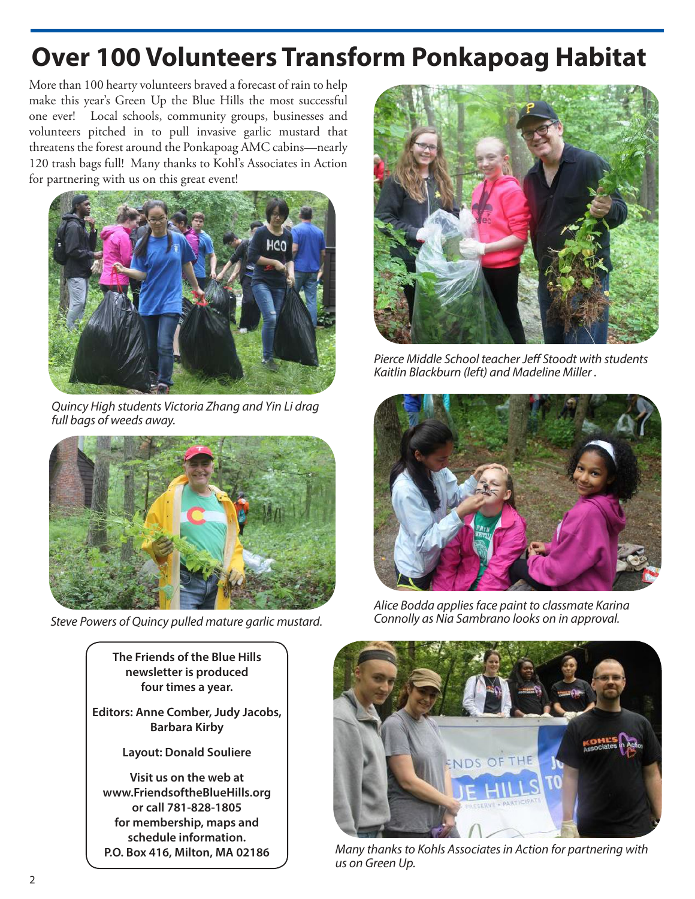# Over 100 Volunteers Transform Ponkapoag Habitat

More than 100 hearty volunteers braved a forecast of rain to help make this year's Green Up the Blue Hills the most successful one ever! Local schools, community groups, businesses and volunteers pitched in to pull invasive garlic mustard that threatens the forest around the Ponkapoag AMC cabins—nearly 120 trash bags full! Many thanks to Kohl's Associates in Action for partnering with us on this great event!

*Quincy High students Victoria Zhang and Yin Li drag full bags of weeds away.*

*Steve Powers of Quincy pulled mature garlic mustard.*

*Pierce Middle School teacher Jeff Stoodt with students Kaitlin Blackburn (left) and Madeline Miller .*

*Alice Bodda applies face paint to classmate Karina Connolly as Nia Sambrano looks on in approval.*

*Many thanks to Kohls Associates in Action for partnering with us on Green Up.*

**The Friends of the Blue Hills newsletter is produced four times a year.**

**Editors: Anne Comber, Judy Jacobs, Barbara Kirby**

**Layout: Donald Souliere**

**Visit us on the web at www.FriendsoftheBlueHills.org or call 781-828-1805 for membership, maps and schedule information.**
**P.O. Box 416, Milton, MA 02186**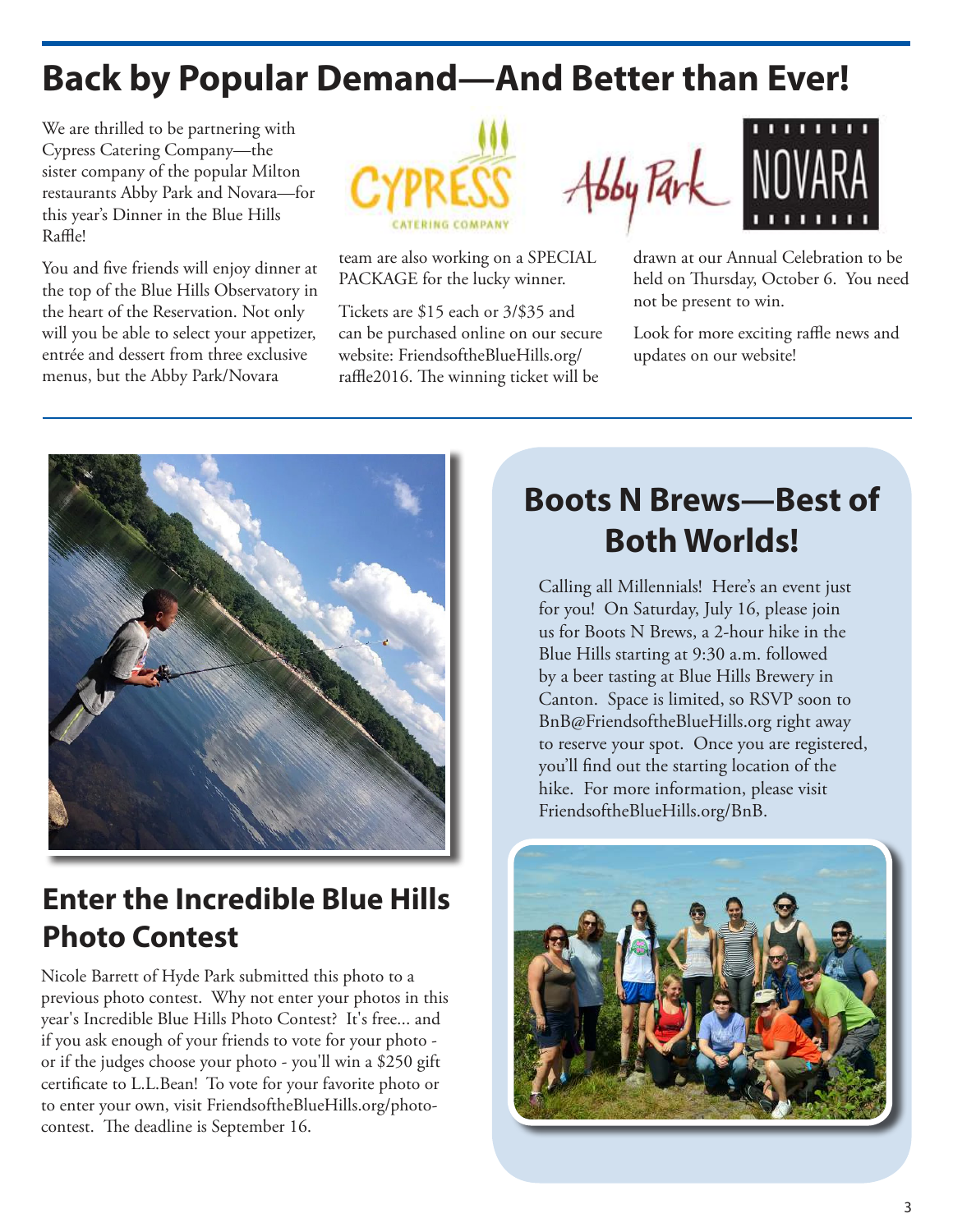# Back by Popular Demand—And Better than Ever!

We are thrilled to be partnering with Cypress Catering Company—the sister company of the popular Milton restaurants Abby Park and Novara—for this year's Dinner in the Blue Hills Raffle!

You and five friends will enjoy dinner at the top of the Blue Hills Observatory in the heart of the Reservation. Not only will you be able to select your appetizer, entrée and dessert from three exclusive menus, but the Abby Park/Novara team are also working on a SPECIAL PACKAGE for the lucky winner.

Tickets are $15 each or 3/$35 and can be purchased online on our secure website: FriendsoftheBlueHills.org/raffle2016. The winning ticket will be drawn at our Annual Celebration to be held on Thursday, October 6. You need not be present to win.

Look for more exciting raffle news and updates on our website!

## Enter the Incredible Blue Hills Photo Contest

Nicole Barrett of Hyde Park submitted this photo to a previous photo contest. Why not enter your photos in this year's Incredible Blue Hills Photo Contest? It's free... and if you ask enough of your friends to vote for your photo - or if the judges choose your photo - you'll win a $250 gift certificate to L.L.Bean! To vote for your favorite photo or to enter your own, visit FriendsoftheBlueHills.org/photo-contest. The deadline is September 16.

## Boots N Brews—Best of Both Worlds!

Calling all Millennials! Here's an event just for you! On Saturday, July 16, please join us for Boots N Brews, a 2-hour hike in the Blue Hills starting at 9:30 a.m. followed by a beer tasting at Blue Hills Brewery in Canton. Space is limited, so RSVP soon to BnB@FriendsoftheBlueHills.org right away to reserve your spot. Once you are registered, you'll find out the starting location of the hike. For more information, please visit FriendsoftheBlueHills.org/BnB.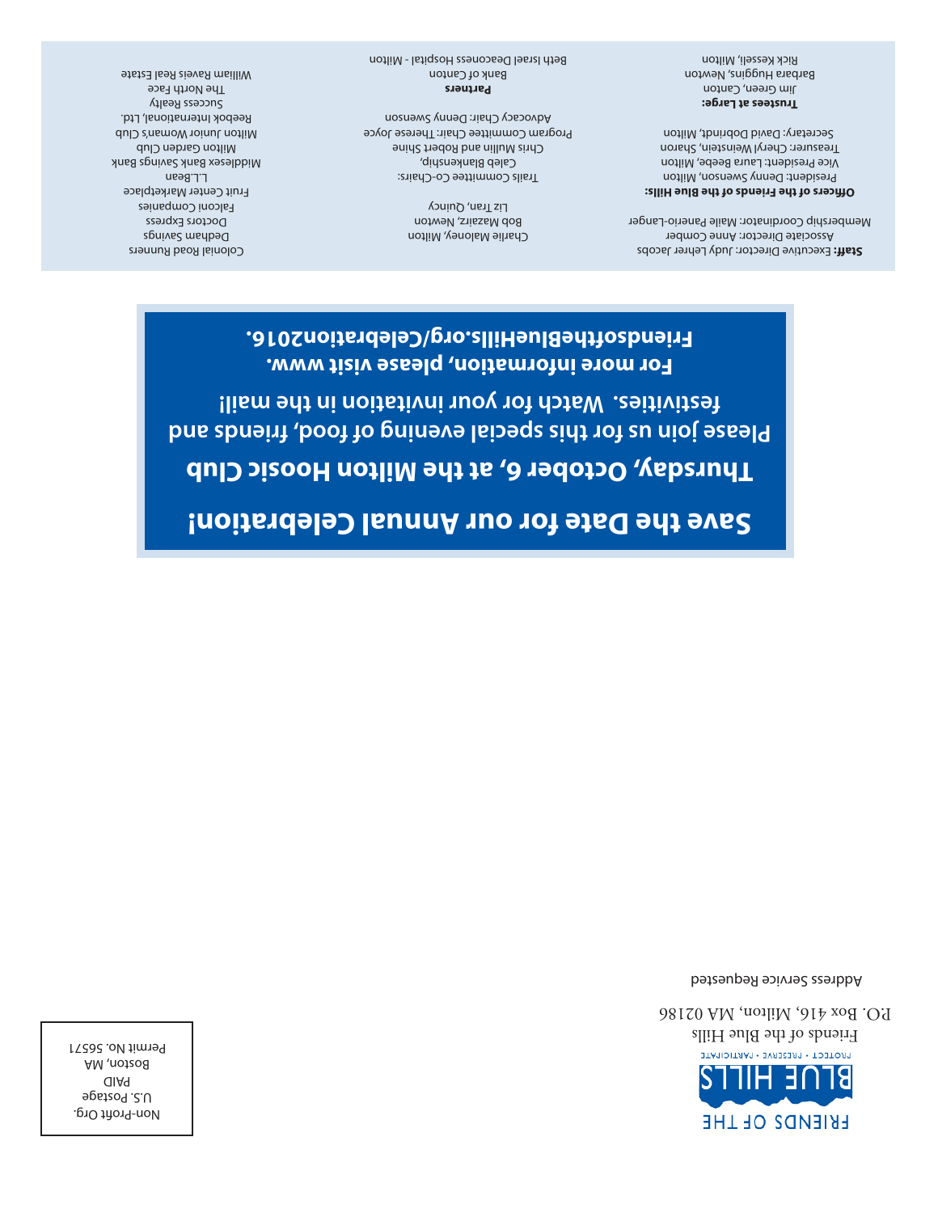**Staff:** Executive Director: Judy Lehrer Jacobs
Associate Director: Anne Comber
Membership Coordinator: Maile Panerio-Langer

**Officers of the Friends of the Blue Hills:**
President: Denny Swenson, Milton
Vice President: Laura Beebe, Milton
Treasurer: Cheryl Weinstein, Sharon
Secretary: David Dobrindt, Milton

**Trustees at Large:**
Jim Green, Canton
Barbara Huggins, Newton
Rick Kessell, Milton

Charlie Maloney, Milton
Bob Mazaitz, Newton
Liz Tran, Quincy

Trails Committee Co-Chairs:
Caleb Blankenship,
Chris Mullin and Robert Shine
Program Committee Chair: Therese Joyce
Advocacy Chair: Denny Swenson

**Partners**
Bank of Canton
Beth Israel Deaconess Hospital - Milton

Colonial Road Runners
Dedham Savings
Doctors Express
Falconi Companies
Fruit Center Marketplace
L.L.Bean
Middlesex Bank Savings Bank
Milton Garden Club
Milton Junior Woman's Club
Reebok International, Ltd.
Success Realty
The North Face
William Raveis Real Estate

# Save the Date for our Annual Celebration!

**Thursday, October 6, at the Milton Hoosic Club**

**Please join us for this special evening of food, friends and festivities. Watch for your invitation in the mail!**

**For more information, please visit www.FriendsoftheBlueHills.org/Celebration2016.**

FRIENDS OF THE BLUE HILLS
PROTECT • PRESERVE • PARTICIPATE

Friends of the Blue Hills
P.O. Box 416, Milton, MA 02186

Address Service Requested

Non-Profit Org.
U.S. Postage
PAID
Boston, MA
Permit No. 56571